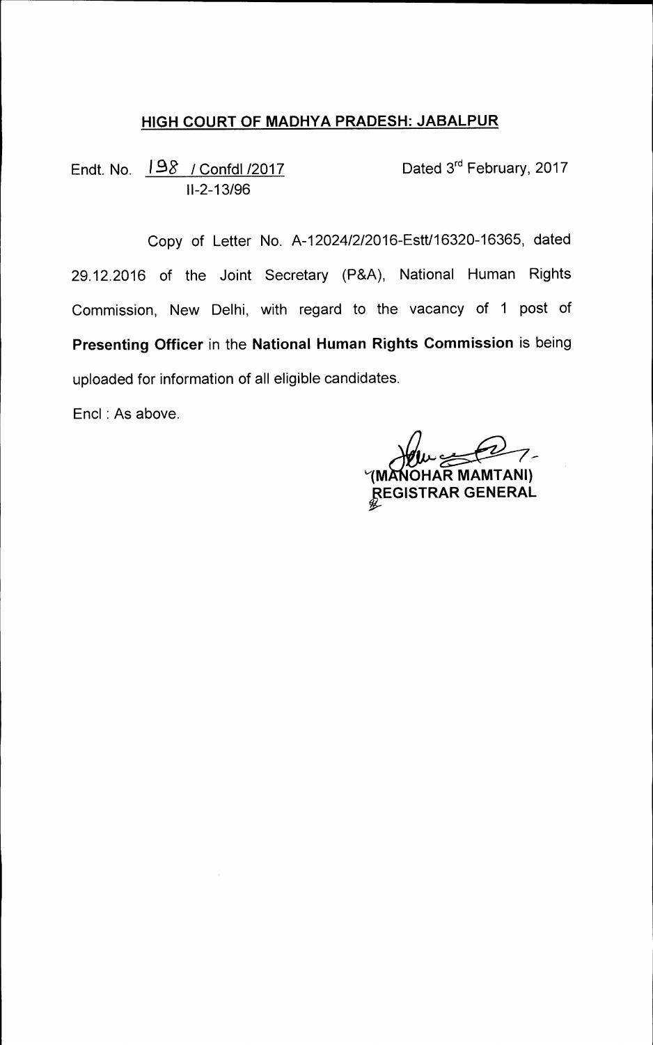## HIGH COURT OF MADHYA PRADESH: JABALPUR

Endt. No. 198 / Confdl /2017 Dated 3rd February, 2017
II-2-13/96

Copy of Letter No. A-12024/2/2016-Estt/16320-16365, dated 29.12.2016 of the Joint Secretary (P&A), National Human Rights Commission, New Delhi, with regard to the vacancy of 1 post of **Presenting Officer** in the **National Human Rights Commission** is being uploaded for information of all eligible candidates.

Encl : As above.

**(MANOHAR MAMTANI)**
**REGISTRAR GENERAL**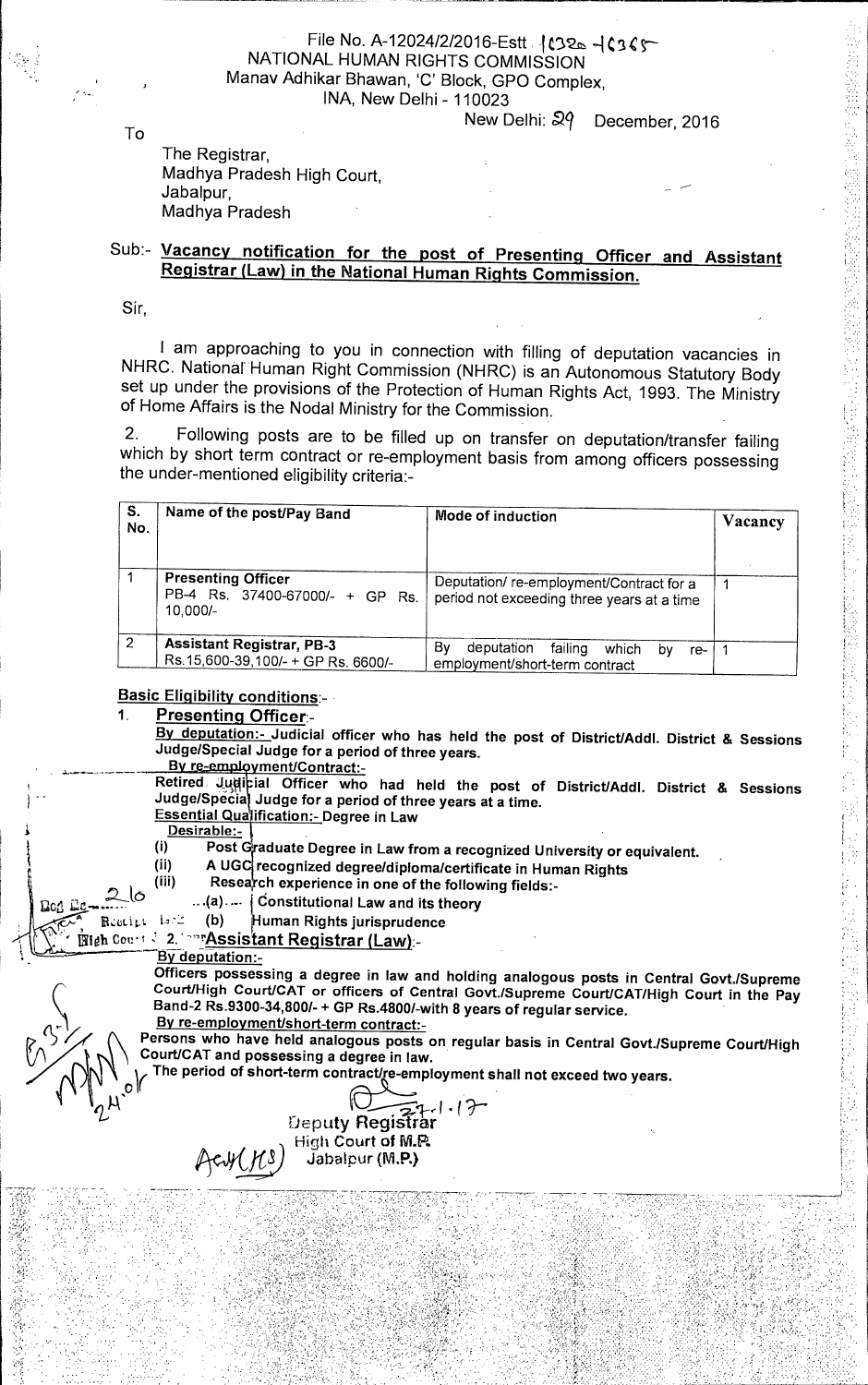File No. A-12024/2/2016-Estt 1032 -1036
NATIONAL HUMAN RIGHTS COMMISSION
Manav Adhikar Bhawan, 'C' Block, GPO Complex,
INA, New Delhi - 110023

New Delhi: 29 December, 2016

To

The Registrar,
Madhya Pradesh High Court,
Jabalpur,
Madhya Pradesh

Sub:- **Vacancy notification for the post of Presenting Officer and Assistant Registrar (Law) in the National Human Rights Commission.**

Sir,

I am approaching to you in connection with filling of deputation vacancies in NHRC. National Human Right Commission (NHRC) is an Autonomous Statutory Body set up under the provisions of the Protection of Human Rights Act, 1993. The Ministry of Home Affairs is the Nodal Ministry for the Commission.

2. Following posts are to be filled up on transfer on deputation/transfer failing which by short term contract or re-employment basis from among officers possessing the under-mentioned eligibility criteria:-

| S. No. | Name of the post/Pay Band | Mode of induction | Vacancy |
|---|---|---|---|
| 1 | **Presenting Officer** PB-4 Rs. 37400-67000/- + GP Rs. 10,000/- | Deputation/ re-employment/Contract for a period not exceeding three years at a time | 1 |
| 2 | **Assistant Registrar, PB-3** Rs.15,600-39,100/- + GP Rs. 6600/- | By deputation failing which by re-employment/short-term contract | 1 |

**Basic Eligibility conditions:-**

1. **Presenting Officer:-**

**By deputation:- Judicial officer who has held the post of District/Addl. District & Sessions Judge/Special Judge for a period of three years.**

**By re-employment/Contract:-**

**Retired Judicial Officer who had held the post of District/Addl. District & Sessions Judge/Special Judge for a period of three years at a time.**

**Essential Qualification:- Degree in Law**

**Desirable:-**

(i) **Post Graduate Degree in Law from a recognized University or equivalent.**

(ii) **A UGC recognized degree/diploma/certificate in Human Rights**

(iii) **Research experience in one of the following fields:-**

(a) **Constitutional Law and its theory**

(b) **Human Rights jurisprudence**

2. **Assistant Registrar (Law):-**

**By deputation:-**

**Officers possessing a degree in law and holding analogous posts in Central Govt./Supreme Court/High Court/CAT or officers of Central Govt./Supreme Court/CAT/High Court in the Pay Band-2 Rs.9300-34,800/- + GP Rs.4800/-with 8 years of regular service.**

**By re-employment/short-term contract:-**

**Persons who have held analogous posts on regular basis in Central Govt./Supreme Court/High Court/CAT and possessing a degree in law.**

**The period of short-term contract/re-employment shall not exceed two years.**

27.1.17
Deputy Registrar
High Court of M.P.
Jabalpur (M.P.)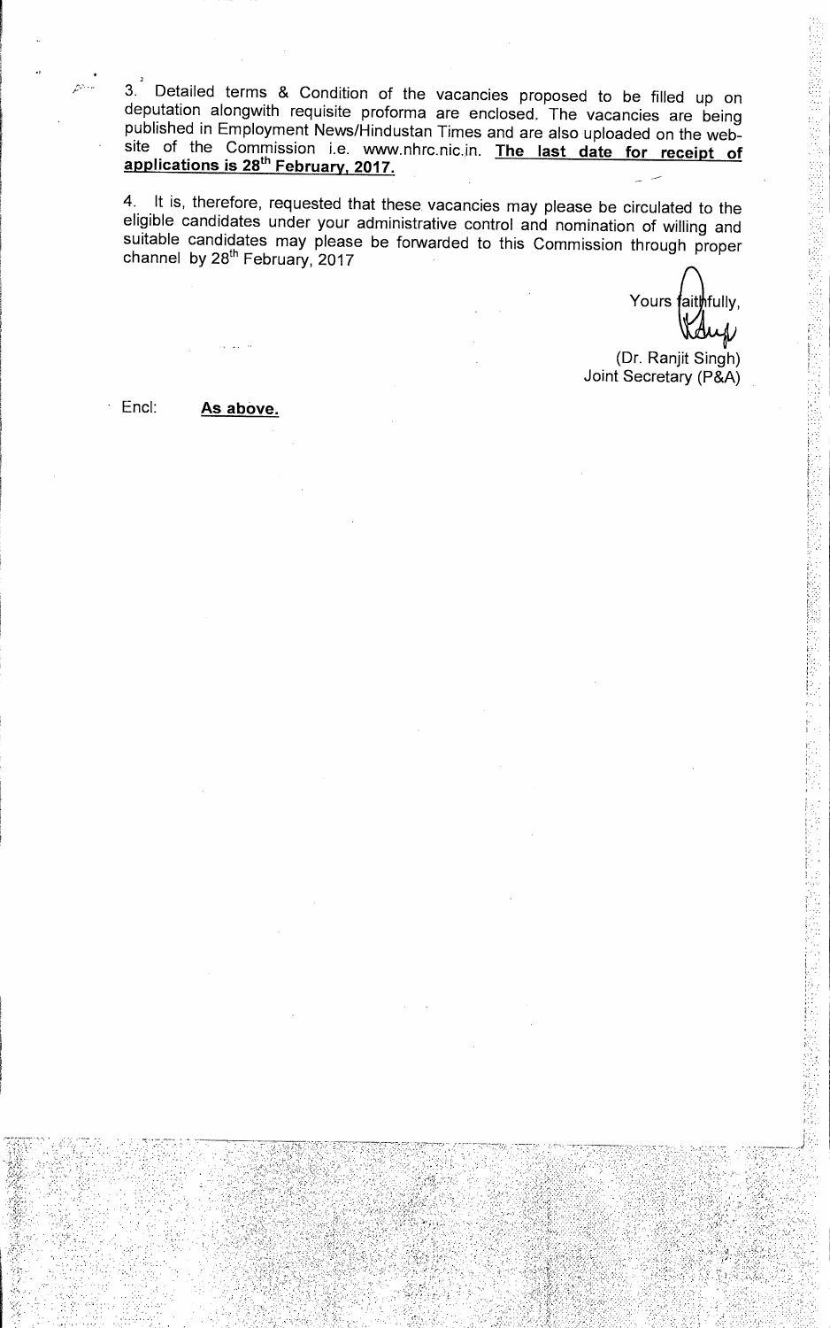3. Detailed terms & Condition of the vacancies proposed to be filled up on deputation alongwith requisite proforma are enclosed. The vacancies are being published in Employment News/Hindustan Times and are also uploaded on the web-site of the Commission i.e. www.nhrc.nic.in. **The last date for receipt of applications is 28th February, 2017.**

4. It is, therefore, requested that these vacancies may please be circulated to the eligible candidates under your administrative control and nomination of willing and suitable candidates may please be forwarded to this Commission through proper channel by 28th February, 2017

Yours faithfully,

(Dr. Ranjit Singh)
Joint Secretary (P&A)

Encl: **As above.**